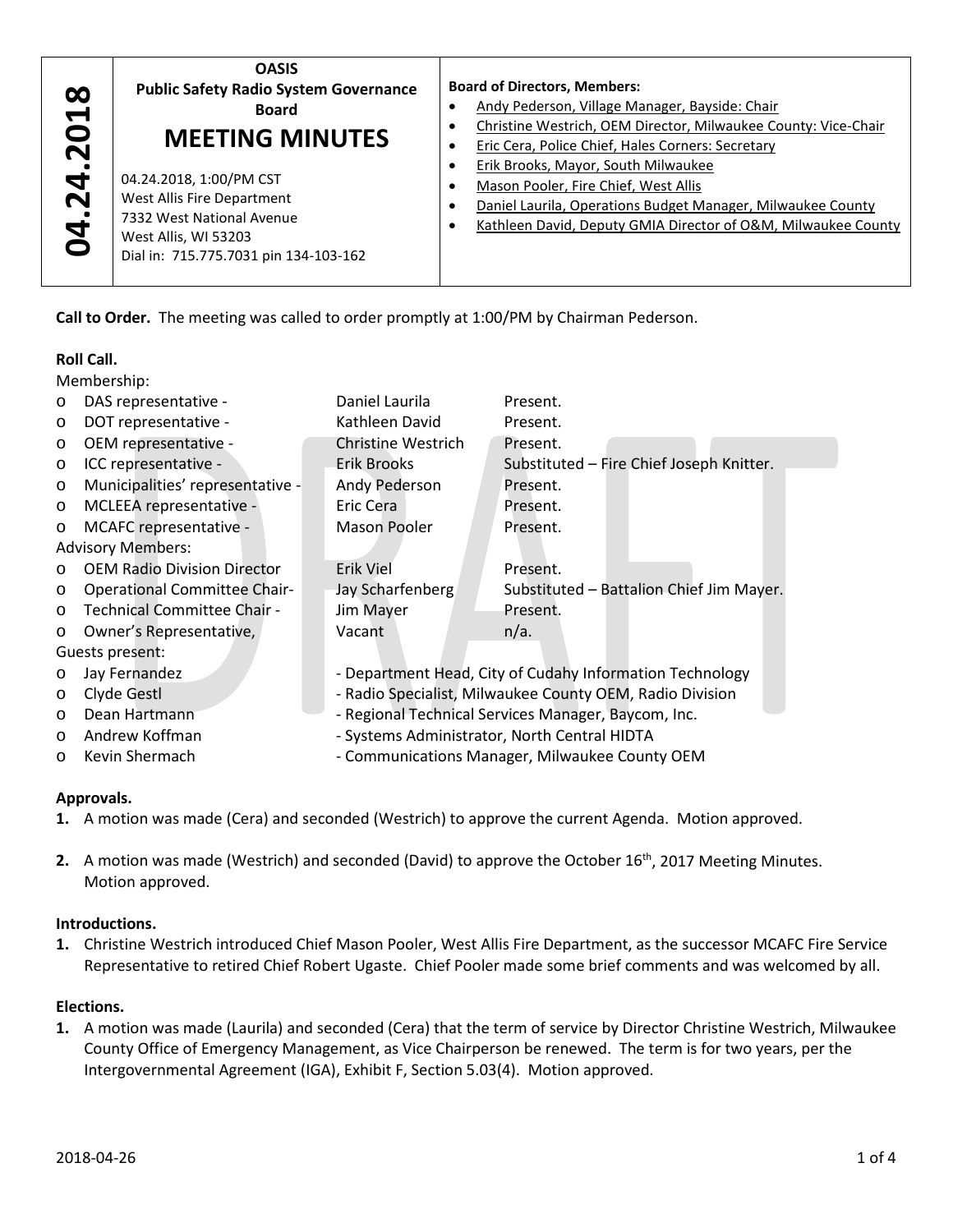**04.24.2018**

**OASIS**
**Public Safety Radio System Governance Board**

# MEETING MINUTES

04.24.2018, 1:00/PM CST
West Allis Fire Department
7332 West National Avenue
West Allis, WI 53203
Dial in: 715.775.7031 pin 134-103-162

**Board of Directors, Members:**

- Andy Pederson, Village Manager, Bayside: Chair
- Christine Westrich, OEM Director, Milwaukee County: Vice-Chair
- Eric Cera, Police Chief, Hales Corners: Secretary
- Erik Brooks, Mayor, South Milwaukee
- Mason Pooler, Fire Chief, West Allis
- Daniel Laurila, Operations Budget Manager, Milwaukee County
- Kathleen David, Deputy GMIA Director of O&M, Milwaukee County

DRAFT

**Call to Order.** The meeting was called to order promptly at 1:00/PM by Chairman Pederson.

**Roll Call.**

Membership:

| | | |
|---|---|---|
| DAS representative - | Daniel Laurila | Present. |
| DOT representative - | Kathleen David | Present. |
| OEM representative - | Christine Westrich | Present. |
| ICC representative - | Erik Brooks | Substituted – Fire Chief Joseph Knitter. |
| Municipalities' representative - | Andy Pederson | Present. |
| MCLEEA representative - | Eric Cera | Present. |
| MCAFC representative - | Mason Pooler | Present. |

Advisory Members:

| | | |
|---|---|---|
| OEM Radio Division Director | Erik Viel | Present. |
| Operational Committee Chair- | Jay Scharfenberg | Substituted – Battalion Chief Jim Mayer. |
| Technical Committee Chair - | Jim Mayer | Present. |
| Owner's Representative, | Vacant | n/a. |

Guests present:

- Jay Fernandez - Department Head, City of Cudahy Information Technology
- Clyde Gestl - Radio Specialist, Milwaukee County OEM, Radio Division
- Dean Hartmann - Regional Technical Services Manager, Baycom, Inc.
- Andrew Koffman - Systems Administrator, North Central HIDTA
- Kevin Shermach - Communications Manager, Milwaukee County OEM

**Approvals.**

1. A motion was made (Cera) and seconded (Westrich) to approve the current Agenda. Motion approved.

2. A motion was made (Westrich) and seconded (David) to approve the October 16th, 2017 Meeting Minutes. Motion approved.

**Introductions.**

1. Christine Westrich introduced Chief Mason Pooler, West Allis Fire Department, as the successor MCAFC Fire Service Representative to retired Chief Robert Ugaste. Chief Pooler made some brief comments and was welcomed by all.

**Elections.**

1. A motion was made (Laurila) and seconded (Cera) that the term of service by Director Christine Westrich, Milwaukee County Office of Emergency Management, as Vice Chairperson be renewed. The term is for two years, per the Intergovernmental Agreement (IGA), Exhibit F, Section 5.03(4). Motion approved.

2018-04-26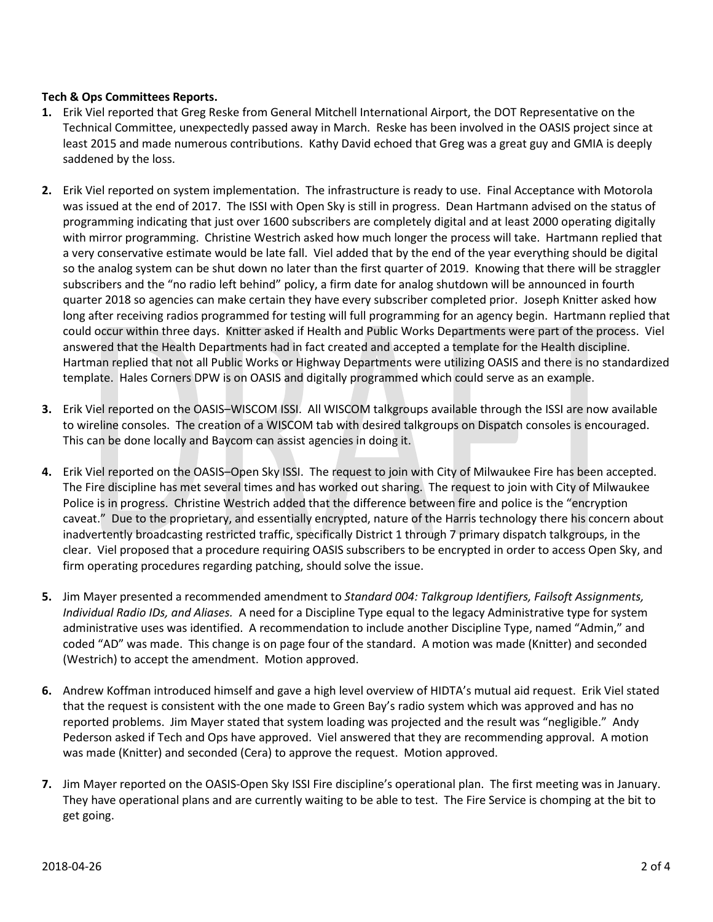**Tech & Ops Committees Reports.**

1. Erik Viel reported that Greg Reske from General Mitchell International Airport, the DOT Representative on the Technical Committee, unexpectedly passed away in March. Reske has been involved in the OASIS project since at least 2015 and made numerous contributions. Kathy David echoed that Greg was a great guy and GMIA is deeply saddened by the loss.

2. Erik Viel reported on system implementation. The infrastructure is ready to use. Final Acceptance with Motorola was issued at the end of 2017. The ISSI with Open Sky is still in progress. Dean Hartmann advised on the status of programming indicating that just over 1600 subscribers are completely digital and at least 2000 operating digitally with mirror programming. Christine Westrich asked how much longer the process will take. Hartmann replied that a very conservative estimate would be late fall. Viel added that by the end of the year everything should be digital so the analog system can be shut down no later than the first quarter of 2019. Knowing that there will be straggler subscribers and the "no radio left behind" policy, a firm date for analog shutdown will be announced in fourth quarter 2018 so agencies can make certain they have every subscriber completed prior. Joseph Knitter asked how long after receiving radios programmed for testing will full programming for an agency begin. Hartmann replied that could occur within three days. Knitter asked if Health and Public Works Departments were part of the process. Viel answered that the Health Departments had in fact created and accepted a template for the Health discipline. Hartman replied that not all Public Works or Highway Departments were utilizing OASIS and there is no standardized template. Hales Corners DPW is on OASIS and digitally programmed which could serve as an example.

3. Erik Viel reported on the OASIS–WISCOM ISSI. All WISCOM talkgroups available through the ISSI are now available to wireline consoles. The creation of a WISCOM tab with desired talkgroups on Dispatch consoles is encouraged. This can be done locally and Baycom can assist agencies in doing it.

4. Erik Viel reported on the OASIS–Open Sky ISSI. The request to join with City of Milwaukee Fire has been accepted. The Fire discipline has met several times and has worked out sharing. The request to join with City of Milwaukee Police is in progress. Christine Westrich added that the difference between fire and police is the "encryption caveat." Due to the proprietary, and essentially encrypted, nature of the Harris technology there his concern about inadvertently broadcasting restricted traffic, specifically District 1 through 7 primary dispatch talkgroups, in the clear. Viel proposed that a procedure requiring OASIS subscribers to be encrypted in order to access Open Sky, and firm operating procedures regarding patching, should solve the issue.

5. Jim Mayer presented a recommended amendment to *Standard 004: Talkgroup Identifiers, Failsoft Assignments, Individual Radio IDs, and Aliases.* A need for a Discipline Type equal to the legacy Administrative type for system administrative uses was identified. A recommendation to include another Discipline Type, named "Admin," and coded "AD" was made. This change is on page four of the standard. A motion was made (Knitter) and seconded (Westrich) to accept the amendment. Motion approved.

6. Andrew Koffman introduced himself and gave a high level overview of HIDTA's mutual aid request. Erik Viel stated that the request is consistent with the one made to Green Bay's radio system which was approved and has no reported problems. Jim Mayer stated that system loading was projected and the result was "negligible." Andy Pederson asked if Tech and Ops have approved. Viel answered that they are recommending approval. A motion was made (Knitter) and seconded (Cera) to approve the request. Motion approved.

7. Jim Mayer reported on the OASIS-Open Sky ISSI Fire discipline's operational plan. The first meeting was in January. They have operational plans and are currently waiting to be able to test. The Fire Service is chomping at the bit to get going.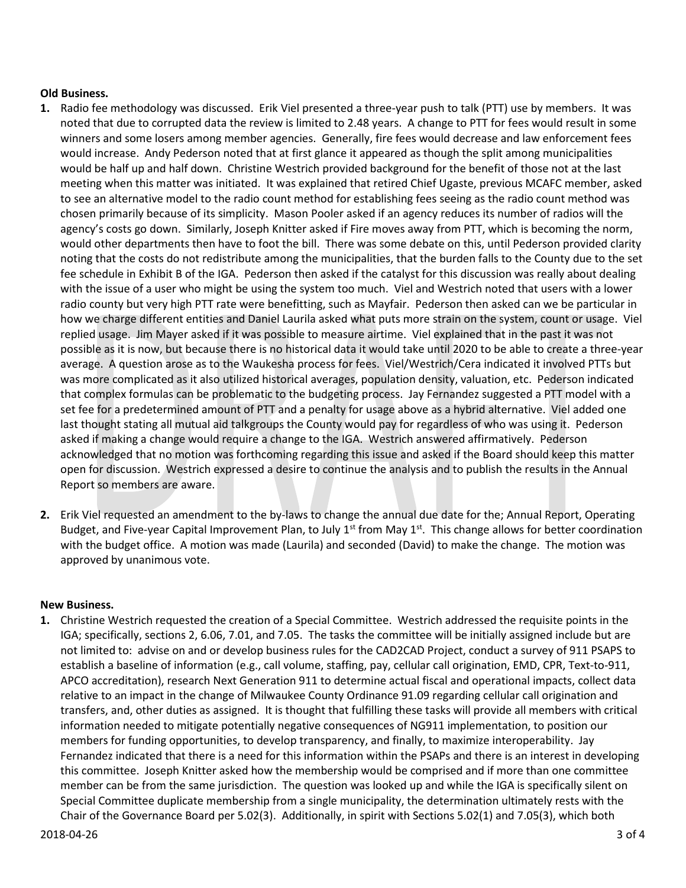**Old Business.**

1. Radio fee methodology was discussed. Erik Viel presented a three-year push to talk (PTT) use by members. It was noted that due to corrupted data the review is limited to 2.48 years. A change to PTT for fees would result in some winners and some losers among member agencies. Generally, fire fees would decrease and law enforcement fees would increase. Andy Pederson noted that at first glance it appeared as though the split among municipalities would be half up and half down. Christine Westrich provided background for the benefit of those not at the last meeting when this matter was initiated. It was explained that retired Chief Ugaste, previous MCAFC member, asked to see an alternative model to the radio count method for establishing fees seeing as the radio count method was chosen primarily because of its simplicity. Mason Pooler asked if an agency reduces its number of radios will the agency's costs go down. Similarly, Joseph Knitter asked if Fire moves away from PTT, which is becoming the norm, would other departments then have to foot the bill. There was some debate on this, until Pederson provided clarity noting that the costs do not redistribute among the municipalities, that the burden falls to the County due to the set fee schedule in Exhibit B of the IGA. Pederson then asked if the catalyst for this discussion was really about dealing with the issue of a user who might be using the system too much. Viel and Westrich noted that users with a lower radio county but very high PTT rate were benefitting, such as Mayfair. Pederson then asked can we be particular in how we charge different entities and Daniel Laurila asked what puts more strain on the system, count or usage. Viel replied usage. Jim Mayer asked if it was possible to measure airtime. Viel explained that in the past it was not possible as it is now, but because there is no historical data it would take until 2020 to be able to create a three-year average. A question arose as to the Waukesha process for fees. Viel/Westrich/Cera indicated it involved PTTs but was more complicated as it also utilized historical averages, population density, valuation, etc. Pederson indicated that complex formulas can be problematic to the budgeting process. Jay Fernandez suggested a PTT model with a set fee for a predetermined amount of PTT and a penalty for usage above as a hybrid alternative. Viel added one last thought stating all mutual aid talkgroups the County would pay for regardless of who was using it. Pederson asked if making a change would require a change to the IGA. Westrich answered affirmatively. Pederson acknowledged that no motion was forthcoming regarding this issue and asked if the Board should keep this matter open for discussion. Westrich expressed a desire to continue the analysis and to publish the results in the Annual Report so members are aware.

2. Erik Viel requested an amendment to the by-laws to change the annual due date for the; Annual Report, Operating Budget, and Five-year Capital Improvement Plan, to July 1st from May 1st. This change allows for better coordination with the budget office. A motion was made (Laurila) and seconded (David) to make the change. The motion was approved by unanimous vote.

**New Business.**

1. Christine Westrich requested the creation of a Special Committee. Westrich addressed the requisite points in the IGA; specifically, sections 2, 6.06, 7.01, and 7.05. The tasks the committee will be initially assigned include but are not limited to: advise on and or develop business rules for the CAD2CAD Project, conduct a survey of 911 PSAPS to establish a baseline of information (e.g., call volume, staffing, pay, cellular call origination, EMD, CPR, Text-to-911, APCO accreditation), research Next Generation 911 to determine actual fiscal and operational impacts, collect data relative to an impact in the change of Milwaukee County Ordinance 91.09 regarding cellular call origination and transfers, and, other duties as assigned. It is thought that fulfilling these tasks will provide all members with critical information needed to mitigate potentially negative consequences of NG911 implementation, to position our members for funding opportunities, to develop transparency, and finally, to maximize interoperability. Jay Fernandez indicated that there is a need for this information within the PSAPs and there is an interest in developing this committee. Joseph Knitter asked how the membership would be comprised and if more than one committee member can be from the same jurisdiction. The question was looked up and while the IGA is specifically silent on Special Committee duplicate membership from a single municipality, the determination ultimately rests with the Chair of the Governance Board per 5.02(3). Additionally, in spirit with Sections 5.02(1) and 7.05(3), which both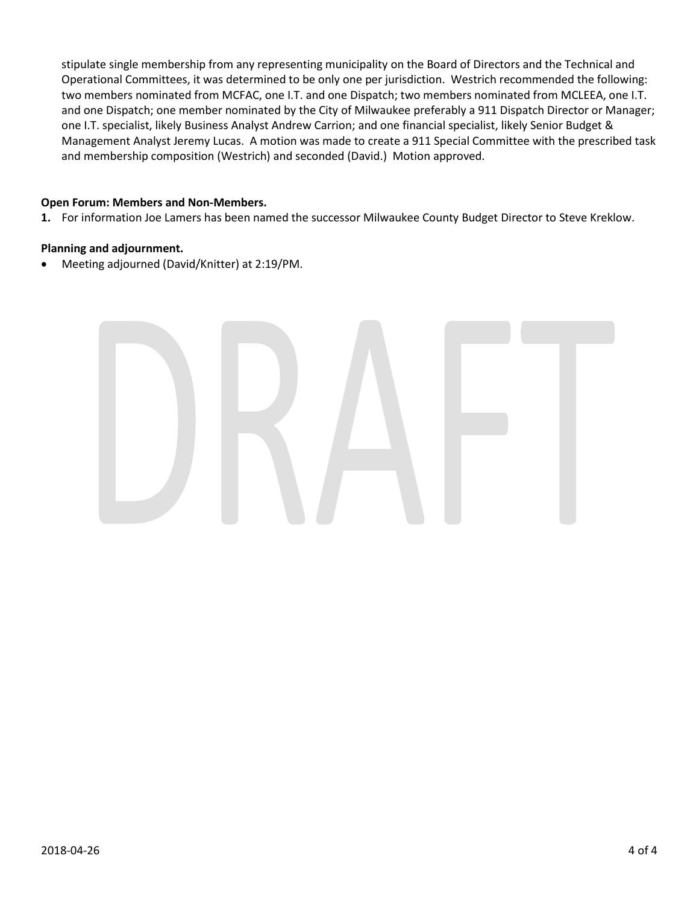stipulate single membership from any representing municipality on the Board of Directors and the Technical and Operational Committees, it was determined to be only one per jurisdiction. Westrich recommended the following: two members nominated from MCFAC, one I.T. and one Dispatch; two members nominated from MCLEEA, one I.T. and one Dispatch; one member nominated by the City of Milwaukee preferably a 911 Dispatch Director or Manager; one I.T. specialist, likely Business Analyst Andrew Carrion; and one financial specialist, likely Senior Budget & Management Analyst Jeremy Lucas. A motion was made to create a 911 Special Committee with the prescribed task and membership composition (Westrich) and seconded (David.) Motion approved.

**Open Forum: Members and Non-Members.**

**1.** For information Joe Lamers has been named the successor Milwaukee County Budget Director to Steve Kreklow.

**Planning and adjournment.**

- Meeting adjourned (David/Knitter) at 2:19/PM.

DRAFT